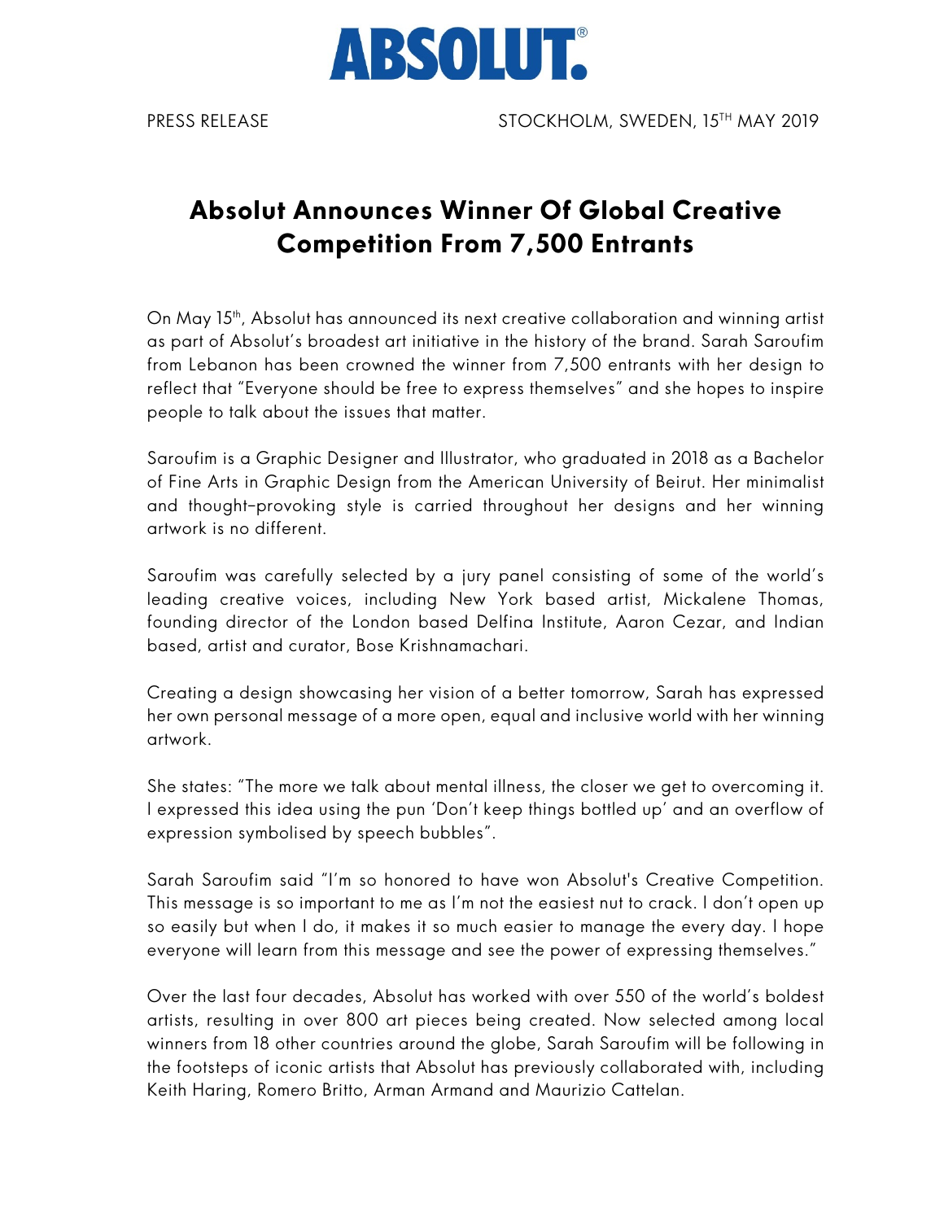ABSOLUT.®

PRESS RELEASE STOCKHOLM, SWEDEN, 15TH MAY 2019

# Absolut Announces Winner Of Global Creative Competition From 7,500 Entrants

On May 15th, Absolut has announced its next creative collaboration and winning artist as part of Absolut's broadest art initiative in the history of the brand. Sarah Saroufim from Lebanon has been crowned the winner from 7,500 entrants with her design to reflect that "Everyone should be free to express themselves" and she hopes to inspire people to talk about the issues that matter.

Saroufim is a Graphic Designer and Illustrator, who graduated in 2018 as a Bachelor of Fine Arts in Graphic Design from the American University of Beirut. Her minimalist and thought-provoking style is carried throughout her designs and her winning artwork is no different.

Saroufim was carefully selected by a jury panel consisting of some of the world's leading creative voices, including New York based artist, Mickalene Thomas, founding director of the London based Delfina Institute, Aaron Cezar, and Indian based, artist and curator, Bose Krishnamachari.

Creating a design showcasing her vision of a better tomorrow, Sarah has expressed her own personal message of a more open, equal and inclusive world with her winning artwork.

She states: "The more we talk about mental illness, the closer we get to overcoming it. I expressed this idea using the pun 'Don't keep things bottled up' and an overflow of expression symbolised by speech bubbles".

Sarah Saroufim said "I'm so honored to have won Absolut's Creative Competition. This message is so important to me as I'm not the easiest nut to crack. I don't open up so easily but when I do, it makes it so much easier to manage the every day. I hope everyone will learn from this message and see the power of expressing themselves."

Over the last four decades, Absolut has worked with over 550 of the world's boldest artists, resulting in over 800 art pieces being created. Now selected among local winners from 18 other countries around the globe, Sarah Saroufim will be following in the footsteps of iconic artists that Absolut has previously collaborated with, including Keith Haring, Romero Britto, Arman Armand and Maurizio Cattelan.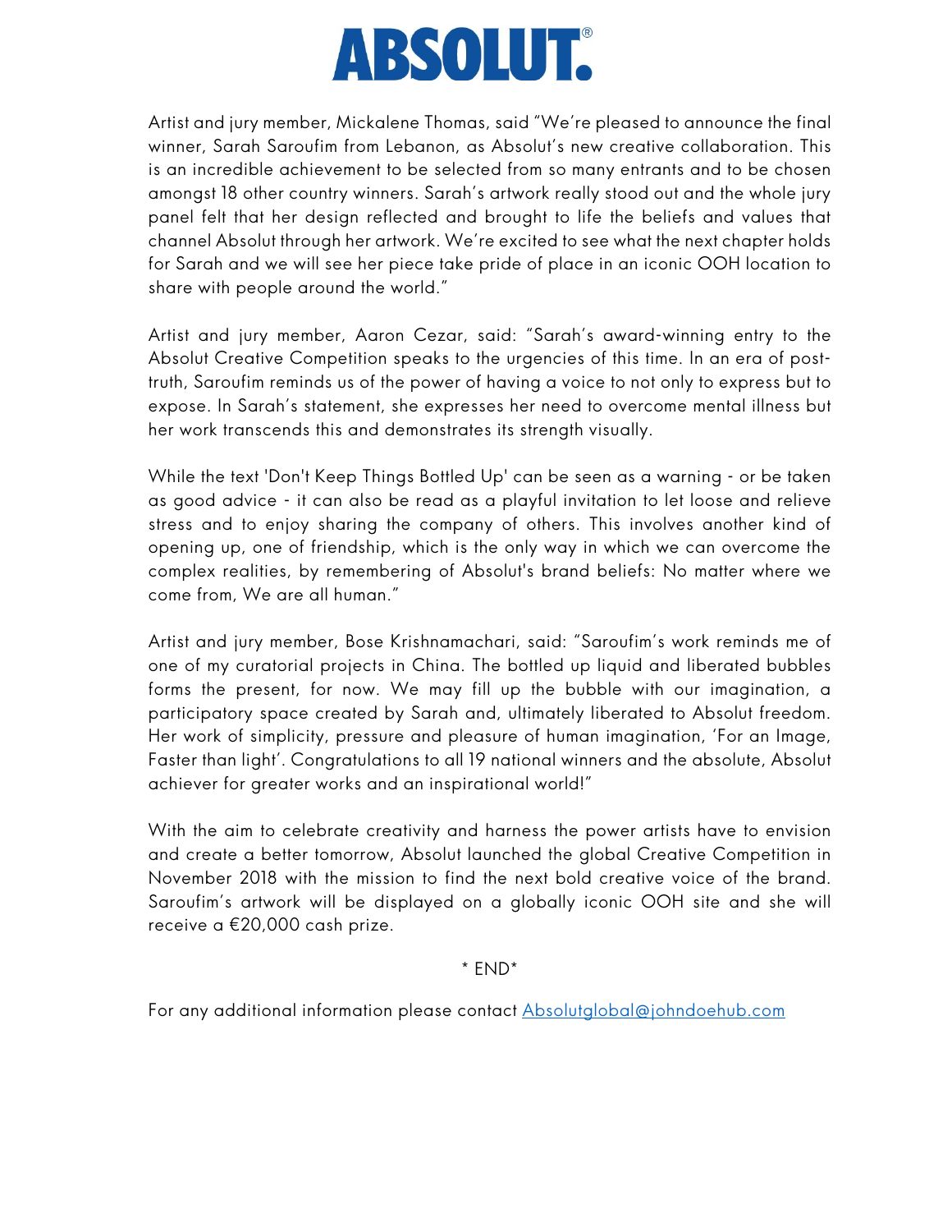# ABSOLUT®

Artist and jury member, Mickalene Thomas, said "We're pleased to announce the final winner, Sarah Saroufim from Lebanon, as Absolut's new creative collaboration. This is an incredible achievement to be selected from so many entrants and to be chosen amongst 18 other country winners. Sarah's artwork really stood out and the whole jury panel felt that her design reflected and brought to life the beliefs and values that channel Absolut through her artwork. We're excited to see what the next chapter holds for Sarah and we will see her piece take pride of place in an iconic OOH location to share with people around the world."

Artist and jury member, Aaron Cezar, said: "Sarah's award-winning entry to the Absolut Creative Competition speaks to the urgencies of this time. In an era of post-truth, Saroufim reminds us of the power of having a voice to not only to express but to expose. In Sarah's statement, she expresses her need to overcome mental illness but her work transcends this and demonstrates its strength visually.

While the text 'Don't Keep Things Bottled Up' can be seen as a warning - or be taken as good advice - it can also be read as a playful invitation to let loose and relieve stress and to enjoy sharing the company of others. This involves another kind of opening up, one of friendship, which is the only way in which we can overcome the complex realities, by remembering of Absolut's brand beliefs: No matter where we come from, We are all human."

Artist and jury member, Bose Krishnamachari, said: "Saroufim's work reminds me of one of my curatorial projects in China. The bottled up liquid and liberated bubbles forms the present, for now. We may fill up the bubble with our imagination, a participatory space created by Sarah and, ultimately liberated to Absolut freedom. Her work of simplicity, pressure and pleasure of human imagination, 'For an Image, Faster than light'. Congratulations to all 19 national winners and the absolute, Absolut achiever for greater works and an inspirational world!"

With the aim to celebrate creativity and harness the power artists have to envision and create a better tomorrow, Absolut launched the global Creative Competition in November 2018 with the mission to find the next bold creative voice of the brand. Saroufim's artwork will be displayed on a globally iconic OOH site and she will receive a €20,000 cash prize.

* END*

For any additional information please contact Absolutglobal@johndoehub.com